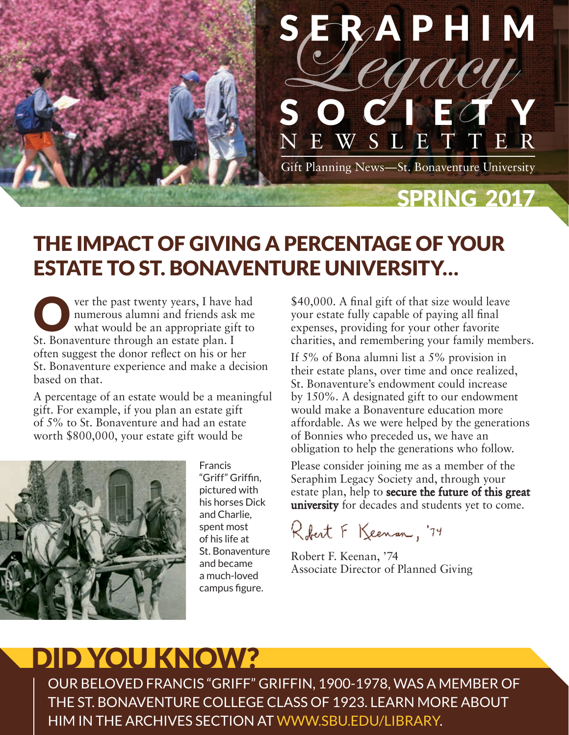# SERAPHIM *Legacy* SOCIETY NEWSLETTER

Gift Planning News—St. Bonaventure University

SPRING 2017

## THE IMPACT OF GIVING A PERCENTAGE OF YOUR ESTATE TO ST. BONAVENTURE UNIVERSITY...

Over the past twenty years, I have had numerous alumni and friends ask me what would be an appropriate gift to St. Bonaventure through an estate plan. I often suggest the donor reflect on his or her St. Bonaventure experience and make a decision based on that.

A percentage of an estate would be a meaningful gift. For example, if you plan an estate gift of 5% to St. Bonaventure and had an estate worth $800,000, your estate gift would be $40,000. A final gift of that size would leave your estate fully capable of paying all final expenses, providing for your other favorite charities, and remembering your family members.

If 5% of Bona alumni list a 5% provision in their estate plans, over time and once realized, St. Bonaventure's endowment could increase by 150%. A designated gift to our endowment would make a Bonaventure education more affordable. As we were helped by the generations of Bonnies who preceded us, we have an obligation to help the generations who follow.

Please consider joining me as a member of the Seraphim Legacy Society and, through your estate plan, help to **secure the future of this great university** for decades and students yet to come.

Robert F. Keenan, '74

Robert F. Keenan, '74
Associate Director of Planned Giving

Francis "Griff" Griffin, pictured with his horses Dick and Charlie, spent most of his life at St. Bonaventure and became a much-loved campus figure.

## DID YOU KNOW?

OUR BELOVED FRANCIS "GRIFF" GRIFFIN, 1900-1978, WAS A MEMBER OF THE ST. BONAVENTURE COLLEGE CLASS OF 1923. LEARN MORE ABOUT HIM IN THE ARCHIVES SECTION AT WWW.SBU.EDU/LIBRARY.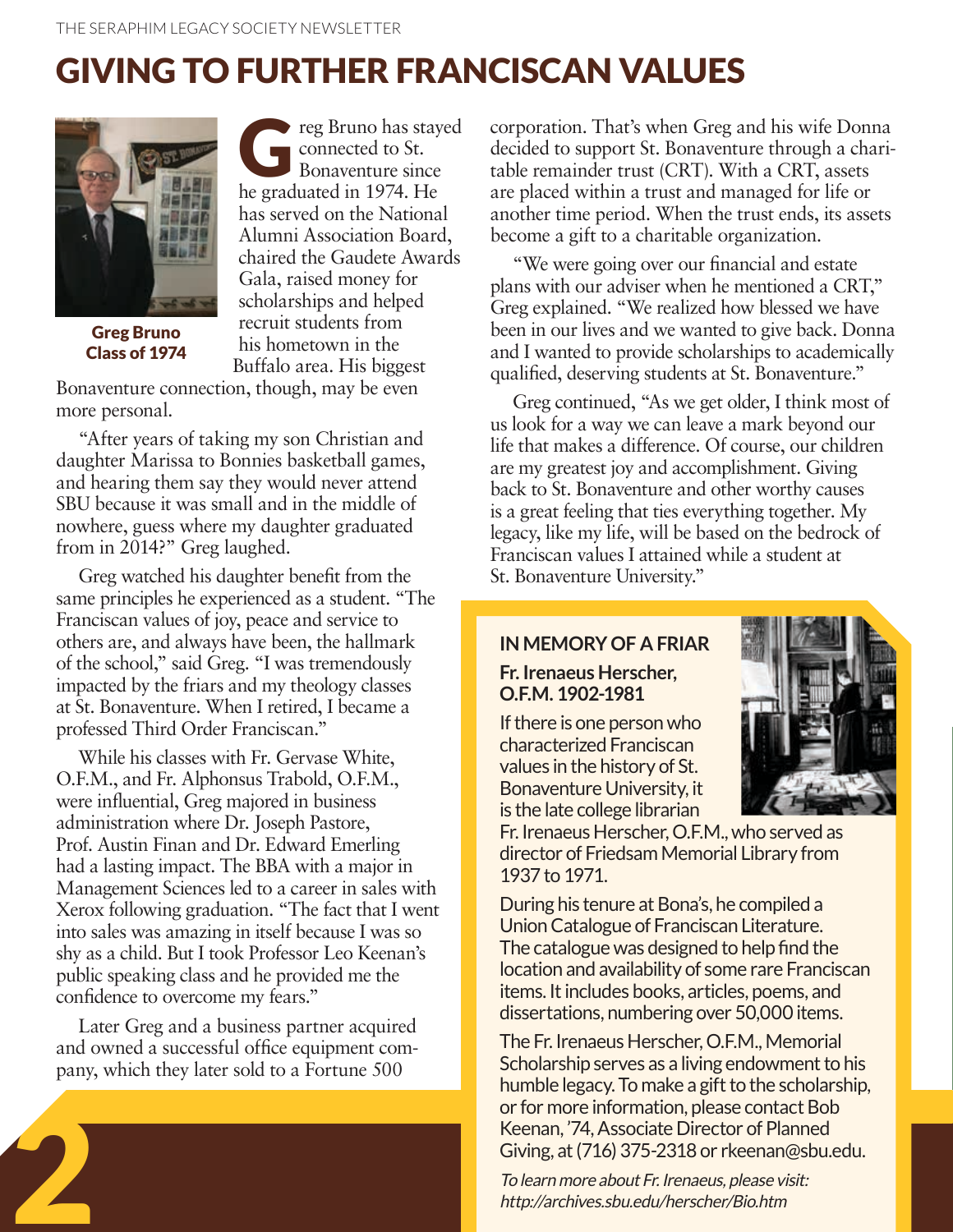# GIVING TO FURTHER FRANCISCAN VALUES

**Greg Bruno**
**Class of 1974**

Greg Bruno has stayed connected to St. Bonaventure since he graduated in 1974. He has served on the National Alumni Association Board, chaired the Gaudete Awards Gala, raised money for scholarships and helped recruit students from his hometown in the Buffalo area. His biggest Bonaventure connection, though, may be even more personal.

"After years of taking my son Christian and daughter Marissa to Bonnies basketball games, and hearing them say they would never attend SBU because it was small and in the middle of nowhere, guess where my daughter graduated from in 2014?" Greg laughed.

Greg watched his daughter benefit from the same principles he experienced as a student. "The Franciscan values of joy, peace and service to others are, and always have been, the hallmark of the school," said Greg. "I was tremendously impacted by the friars and my theology classes at St. Bonaventure. When I retired, I became a professed Third Order Franciscan."

While his classes with Fr. Gervase White, O.F.M., and Fr. Alphonsus Trabold, O.F.M., were influential, Greg majored in business administration where Dr. Joseph Pastore, Prof. Austin Finan and Dr. Edward Emerling had a lasting impact. The BBA with a major in Management Sciences led to a career in sales with Xerox following graduation. "The fact that I went into sales was amazing in itself because I was so shy as a child. But I took Professor Leo Keenan's public speaking class and he provided me the confidence to overcome my fears."

Later Greg and a business partner acquired and owned a successful office equipment company, which they later sold to a Fortune 500 corporation. That's when Greg and his wife Donna decided to support St. Bonaventure through a charitable remainder trust (CRT). With a CRT, assets are placed within a trust and managed for life or another time period. When the trust ends, its assets become a gift to a charitable organization.

"We were going over our financial and estate plans with our adviser when he mentioned a CRT," Greg explained. "We realized how blessed we have been in our lives and we wanted to give back. Donna and I wanted to provide scholarships to academically qualified, deserving students at St. Bonaventure."

Greg continued, "As we get older, I think most of us look for a way we can leave a mark beyond our life that makes a difference. Of course, our children are my greatest joy and accomplishment. Giving back to St. Bonaventure and other worthy causes is a great feeling that ties everything together. My legacy, like my life, will be based on the bedrock of Franciscan values I attained while a student at St. Bonaventure University."

## IN MEMORY OF A FRIAR

**Fr. Irenaeus Herscher, O.F.M. 1902-1981**

If there is one person who characterized Franciscan values in the history of St. Bonaventure University, it is the late college librarian Fr. Irenaeus Herscher, O.F.M., who served as director of Friedsam Memorial Library from 1937 to 1971.

During his tenure at Bona's, he compiled a Union Catalogue of Franciscan Literature. The catalogue was designed to help find the location and availability of some rare Franciscan items. It includes books, articles, poems, and dissertations, numbering over 50,000 items.

The Fr. Irenaeus Herscher, O.F.M., Memorial Scholarship serves as a living endowment to his humble legacy. To make a gift to the scholarship, or for more information, please contact Bob Keenan, '74, Associate Director of Planned Giving, at (716) 375-2318 or rkeenan@sbu.edu.

*To learn more about Fr. Irenaeus, please visit: http://archives.sbu.edu/herscher/Bio.htm*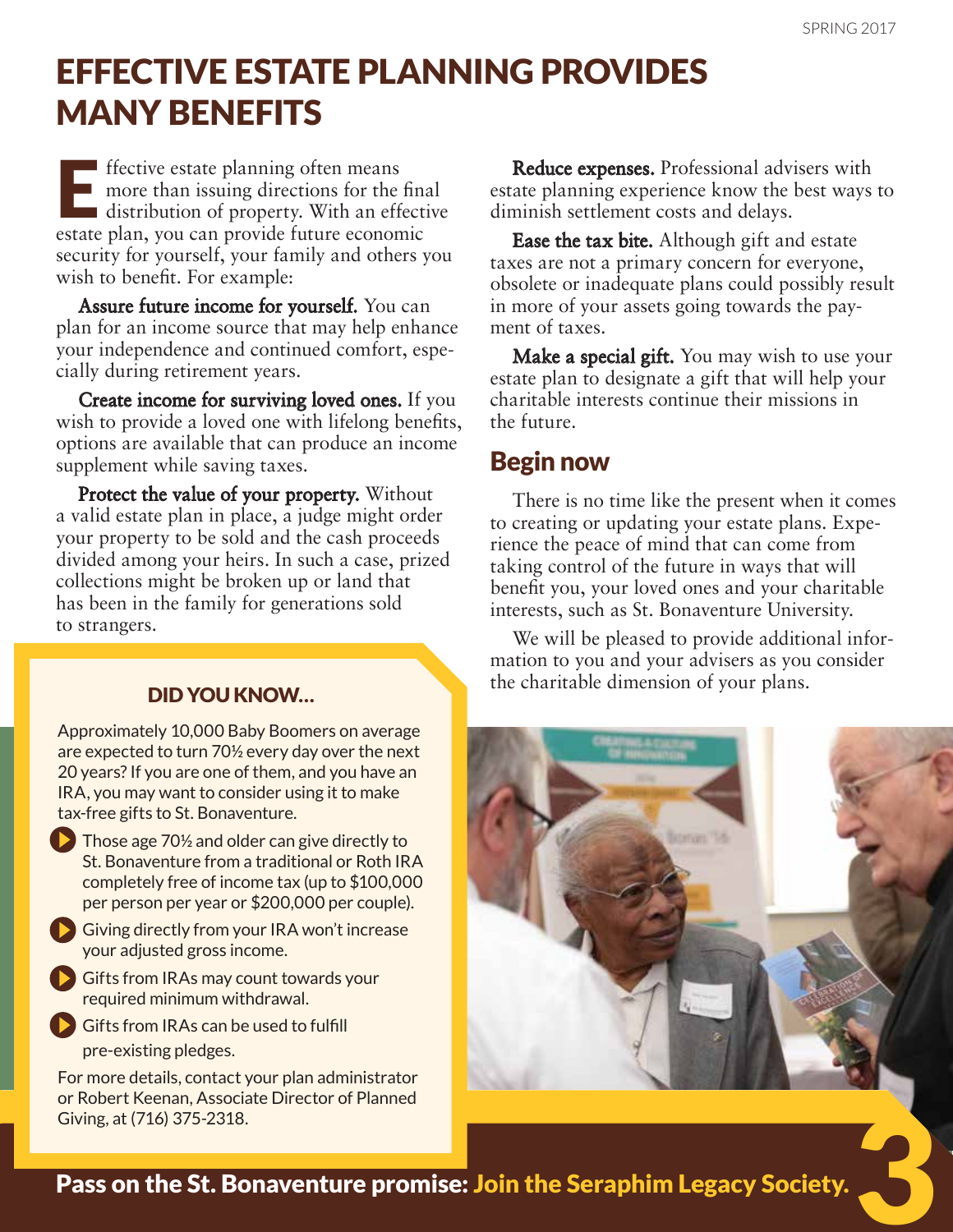# EFFECTIVE ESTATE PLANNING PROVIDES MANY BENEFITS

Effective estate planning often means more than issuing directions for the final distribution of property. With an effective estate plan, you can provide future economic security for yourself, your family and others you wish to benefit. For example:

**Assure future income for yourself.** You can plan for an income source that may help enhance your independence and continued comfort, especially during retirement years.

**Create income for surviving loved ones.** If you wish to provide a loved one with lifelong benefits, options are available that can produce an income supplement while saving taxes.

**Protect the value of your property.** Without a valid estate plan in place, a judge might order your property to be sold and the cash proceeds divided among your heirs. In such a case, prized collections might be broken up or land that has been in the family for generations sold to strangers.

**Reduce expenses.** Professional advisers with estate planning experience know the best ways to diminish settlement costs and delays.

**Ease the tax bite.** Although gift and estate taxes are not a primary concern for everyone, obsolete or inadequate plans could possibly result in more of your assets going towards the payment of taxes.

**Make a special gift.** You may wish to use your estate plan to designate a gift that will help your charitable interests continue their missions in the future.

## Begin now

There is no time like the present when it comes to creating or updating your estate plans. Experience the peace of mind that can come from taking control of the future in ways that will benefit you, your loved ones and your charitable interests, such as St. Bonaventure University.

We will be pleased to provide additional information to you and your advisers as you consider the charitable dimension of your plans.

### DID YOU KNOW...

Approximately 10,000 Baby Boomers on average are expected to turn 70½ every day over the next 20 years? If you are one of them, and you have an IRA, you may want to consider using it to make tax-free gifts to St. Bonaventure.

- Those age 70½ and older can give directly to St. Bonaventure from a traditional or Roth IRA completely free of income tax (up to $100,000 per person per year or $200,000 per couple).
- Giving directly from your IRA won't increase your adjusted gross income.
- Gifts from IRAs may count towards your required minimum withdrawal.
- Gifts from IRAs can be used to fulfill pre-existing pledges.

For more details, contact your plan administrator or Robert Keenan, Associate Director of Planned Giving, at (716) 375-2318.

**Pass on the St. Bonaventure promise: Join the Seraphim Legacy Society.**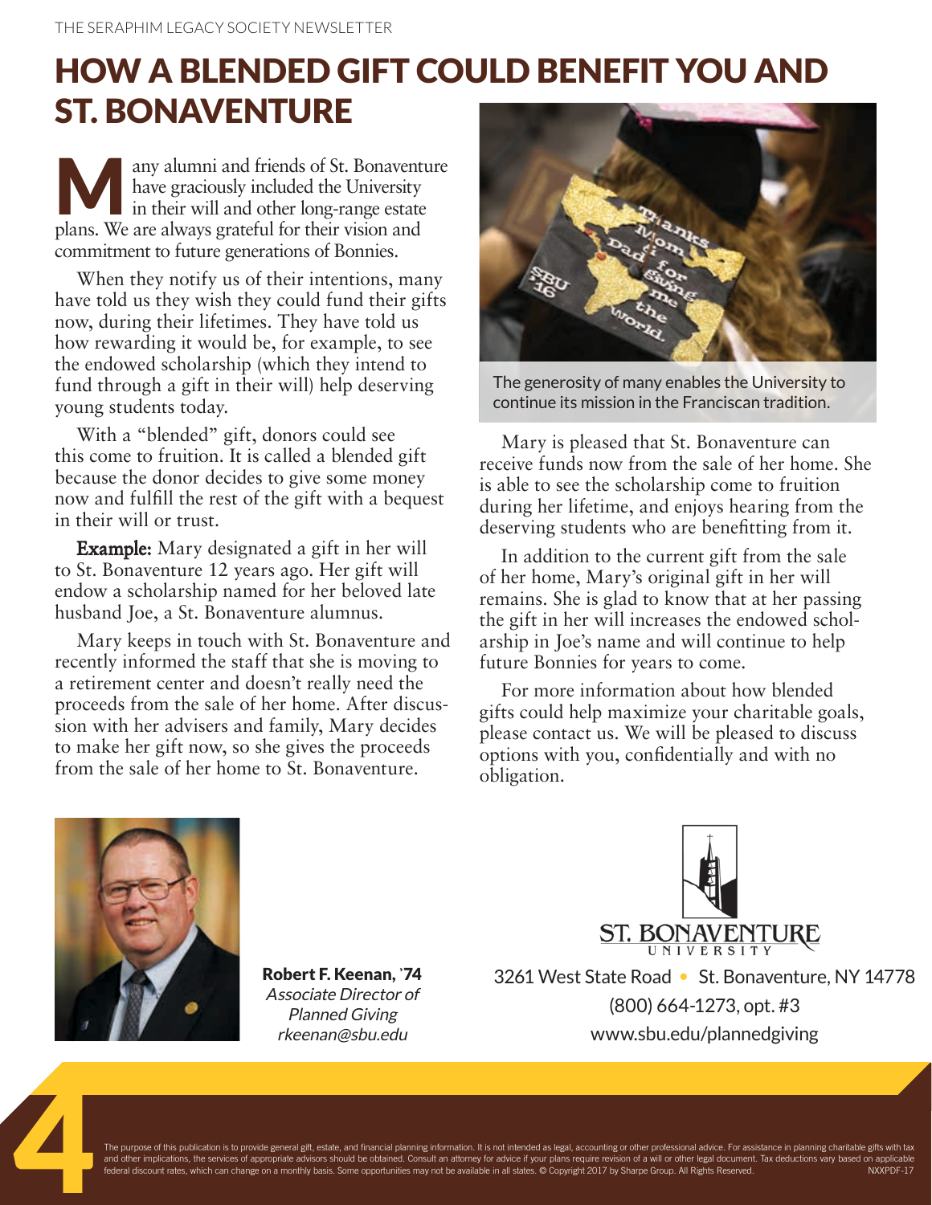# HOW A BLENDED GIFT COULD BENEFIT YOU AND ST. BONAVENTURE

Many alumni and friends of St. Bonaventure have graciously included the University in their will and other long-range estate plans. We are always grateful for their vision and commitment to future generations of Bonnies.

When they notify us of their intentions, many have told us they wish they could fund their gifts now, during their lifetimes. They have told us how rewarding it would be, for example, to see the endowed scholarship (which they intend to fund through a gift in their will) help deserving young students today.

With a "blended" gift, donors could see this come to fruition. It is called a blended gift because the donor decides to give some money now and fulfill the rest of the gift with a bequest in their will or trust.

**Example:** Mary designated a gift in her will to St. Bonaventure 12 years ago. Her gift will endow a scholarship named for her beloved late husband Joe, a St. Bonaventure alumnus.

Mary keeps in touch with St. Bonaventure and recently informed the staff that she is moving to a retirement center and doesn't really need the proceeds from the sale of her home. After discussion with her advisers and family, Mary decides to make her gift now, so she gives the proceeds from the sale of her home to St. Bonaventure.

The generosity of many enables the University to continue its mission in the Franciscan tradition.

Mary is pleased that St. Bonaventure can receive funds now from the sale of her home. She is able to see the scholarship come to fruition during her lifetime, and enjoys hearing from the deserving students who are benefitting from it.

In addition to the current gift from the sale of her home, Mary's original gift in her will remains. She is glad to know that at her passing the gift in her will increases the endowed scholarship in Joe's name and will continue to help future Bonnies for years to come.

For more information about how blended gifts could help maximize your charitable goals, please contact us. We will be pleased to discuss options with you, confidentially and with no obligation.

**Robert F. Keenan, '74**
*Associate Director of Planned Giving*
*rkeenan@sbu.edu*

ST. BONAVENTURE UNIVERSITY

3261 West State Road • St. Bonaventure, NY 14778
(800) 664-1273, opt. #3
www.sbu.edu/plannedgiving

The purpose of this publication is to provide general gift, estate, and financial planning information. It is not intended as legal, accounting or other professional advice. For assistance in planning charitable gifts with tax and other implications, the services of appropriate advisors should be obtained. Consult an attorney for advice if your plans require revision of a will or other legal document. Tax deductions vary based on applicable federal discount rates, which can change on a monthly basis. Some opportunities may not be available in all states. © Copyright 2017 by Sharpe Group. All Rights Reserved. NXXPDF-17